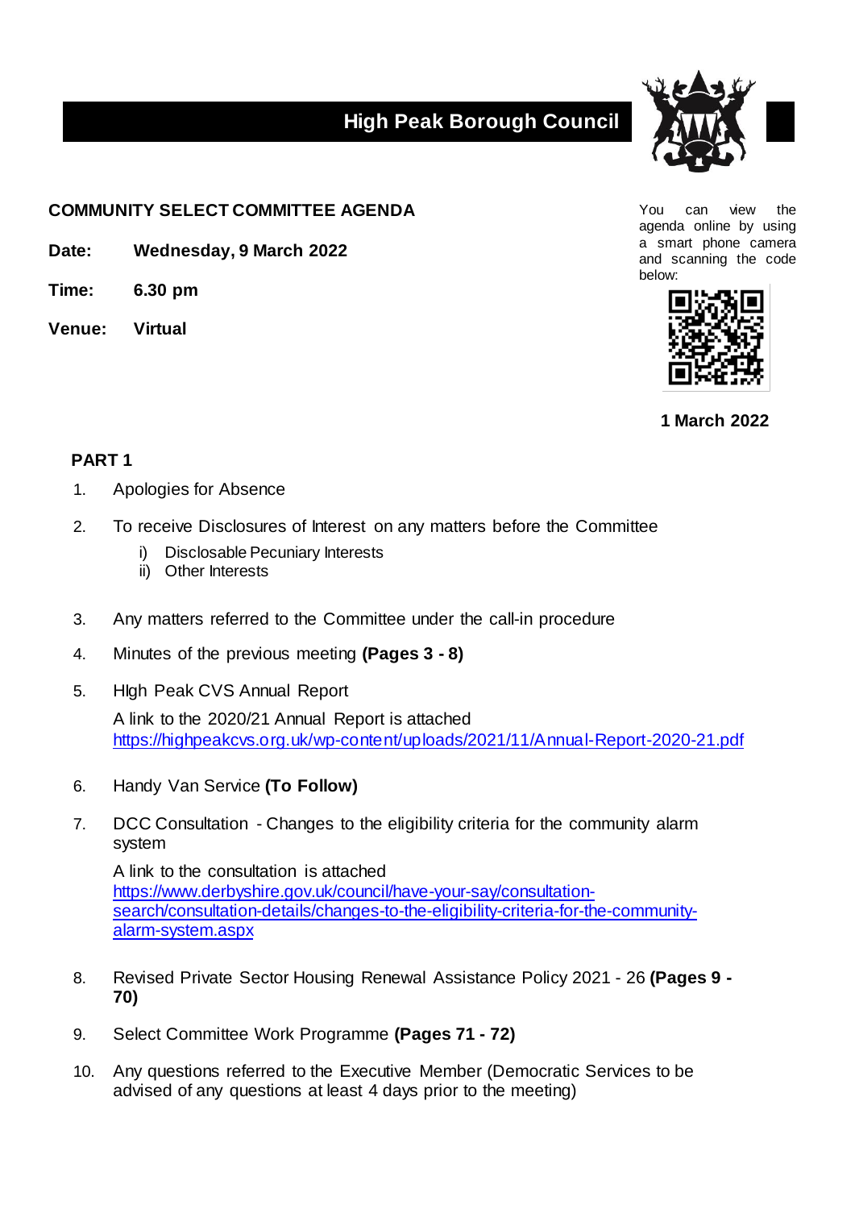# High Peak Borough Council

## COMMUNITY SELECT COMMITTEE AGENDA

**Date:** **Wednesday, 9 March 2022**

**Time:** **6.30 pm**

**Venue:** **Virtual**

You can view the agenda online by using a smart phone camera and scanning the code below:

**1 March 2022**

### PART 1

1. Apologies for Absence

2. To receive Disclosures of Interest on any matters before the Committee
   i) Disclosable Pecuniary Interests
   ii) Other Interests

3. Any matters referred to the Committee under the call-in procedure

4. Minutes of the previous meeting **(Pages 3 - 8)**

5. HIgh Peak CVS Annual Report

   A link to the 2020/21 Annual Report is attached
   https://highpeakcvs.org.uk/wp-content/uploads/2021/11/Annual-Report-2020-21.pdf

6. Handy Van Service **(To Follow)**

7. DCC Consultation - Changes to the eligibility criteria for the community alarm system

   A link to the consultation is attached
   https://www.derbyshire.gov.uk/council/have-your-say/consultation-search/consultation-details/changes-to-the-eligibility-criteria-for-the-community-alarm-system.aspx

8. Revised Private Sector Housing Renewal Assistance Policy 2021 - 26 **(Pages 9 - 70)**

9. Select Committee Work Programme **(Pages 71 - 72)**

10. Any questions referred to the Executive Member (Democratic Services to be advised of any questions at least 4 days prior to the meeting)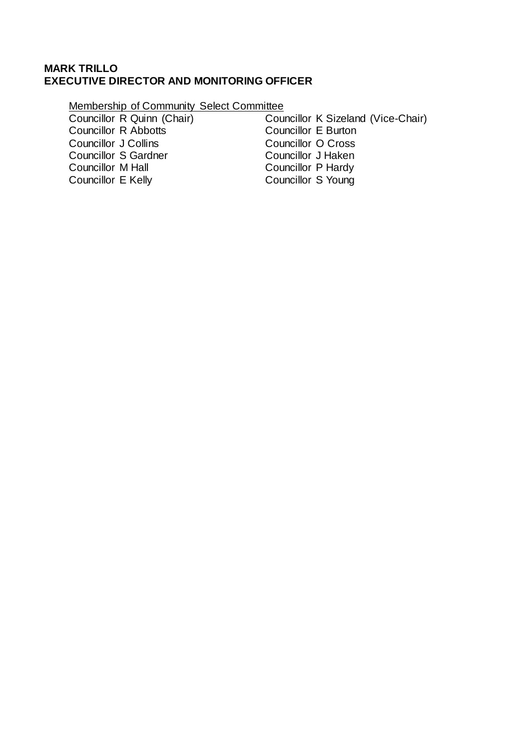**MARK TRILLO**
**EXECUTIVE DIRECTOR AND MONITORING OFFICER**

Membership of Community Select Committee

| | |
|---|---|
| Councillor R Quinn (Chair) | Councillor K Sizeland (Vice-Chair) |
| Councillor R Abbotts | Councillor E Burton |
| Councillor J Collins | Councillor O Cross |
| Councillor S Gardner | Councillor J Haken |
| Councillor M Hall | Councillor P Hardy |
| Councillor E Kelly | Councillor S Young |